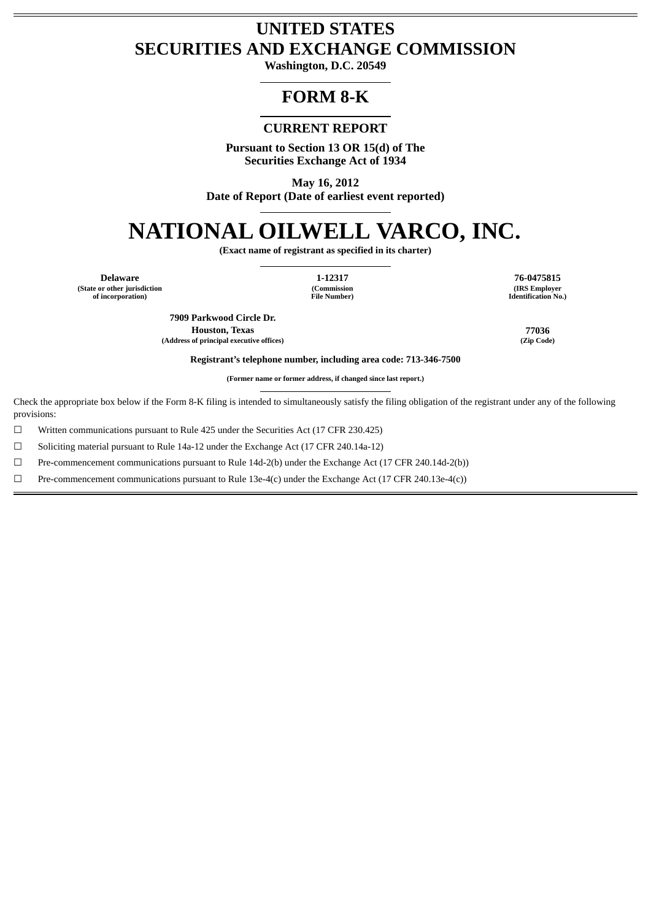# UNITED STATES
# SECURITIES AND EXCHANGE COMMISSION

**Washington, D.C. 20549**

## FORM 8-K

### CURRENT REPORT

**Pursuant to Section 13 OR 15(d) of The Securities Exchange Act of 1934**

**May 16, 2012**
**Date of Report (Date of earliest event reported)**

# NATIONAL OILWELL VARCO, INC.

**(Exact name of registrant as specified in its charter)**

| | | |
|---|---|---|
| **Delaware** | **1-12317** | **76-0475815** |
| **(State or other jurisdiction of incorporation)** | **(Commission File Number)** | **(IRS Employer Identification No.)** |

| | |
|---|---|
| **7909 Parkwood Circle Dr.** **Houston, Texas** | **77036** |
| **(Address of principal executive offices)** | **(Zip Code)** |

**Registrant's telephone number, including area code: 713-346-7500**

**(Former name or former address, if changed since last report.)**

Check the appropriate box below if the Form 8-K filing is intended to simultaneously satisfy the filing obligation of the registrant under any of the following provisions:

☐ Written communications pursuant to Rule 425 under the Securities Act (17 CFR 230.425)

☐ Soliciting material pursuant to Rule 14a-12 under the Exchange Act (17 CFR 240.14a-12)

☐ Pre-commencement communications pursuant to Rule 14d-2(b) under the Exchange Act (17 CFR 240.14d-2(b))

☐ Pre-commencement communications pursuant to Rule 13e-4(c) under the Exchange Act (17 CFR 240.13e-4(c))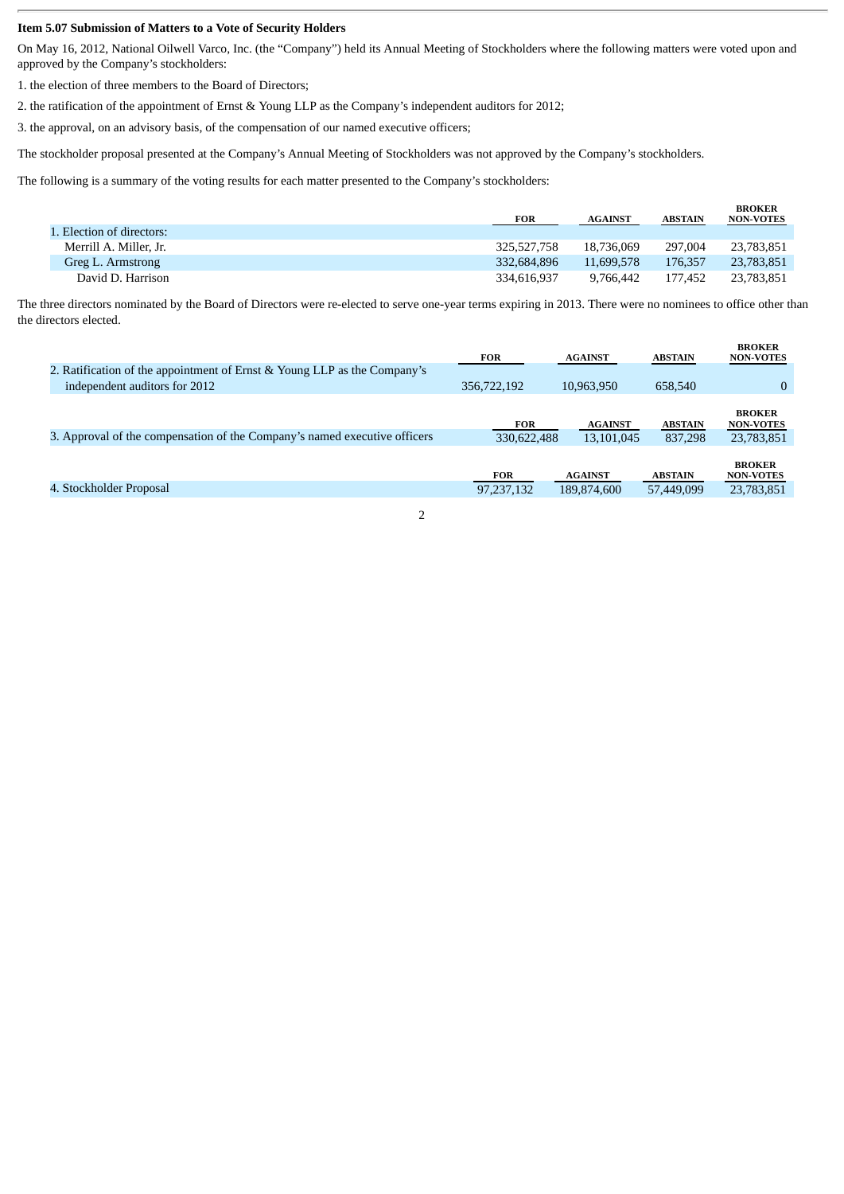**Item 5.07 Submission of Matters to a Vote of Security Holders**

On May 16, 2012, National Oilwell Varco, Inc. (the "Company") held its Annual Meeting of Stockholders where the following matters were voted upon and approved by the Company's stockholders:

1. the election of three members to the Board of Directors;

2. the ratification of the appointment of Ernst & Young LLP as the Company's independent auditors for 2012;

3. the approval, on an advisory basis, of the compensation of our named executive officers;

The stockholder proposal presented at the Company's Annual Meeting of Stockholders was not approved by the Company's stockholders.

The following is a summary of the voting results for each matter presented to the Company's stockholders:

| | FOR | AGAINST | ABSTAIN | BROKER NON-VOTES |
|---|---|---|---|---|
| 1. Election of directors: | | | | |
| Merrill A. Miller, Jr. | 325,527,758 | 18,736,069 | 297,004 | 23,783,851 |
| Greg L. Armstrong | 332,684,896 | 11,699,578 | 176,357 | 23,783,851 |
| David D. Harrison | 334,616,937 | 9,766,442 | 177,452 | 23,783,851 |

The three directors nominated by the Board of Directors were re-elected to serve one-year terms expiring in 2013. There were no nominees to office other than the directors elected.

| | FOR | AGAINST | ABSTAIN | BROKER NON-VOTES |
|---|---|---|---|---|
| 2. Ratification of the appointment of Ernst & Young LLP as the Company's independent auditors for 2012 | 356,722,192 | 10,963,950 | 658,540 | 0 |

| | FOR | AGAINST | ABSTAIN | BROKER NON-VOTES |
|---|---|---|---|---|
| 3. Approval of the compensation of the Company's named executive officers | 330,622,488 | 13,101,045 | 837,298 | 23,783,851 |

| | FOR | AGAINST | ABSTAIN | BROKER NON-VOTES |
|---|---|---|---|---|
| 4. Stockholder Proposal | 97,237,132 | 189,874,600 | 57,449,099 | 23,783,851 |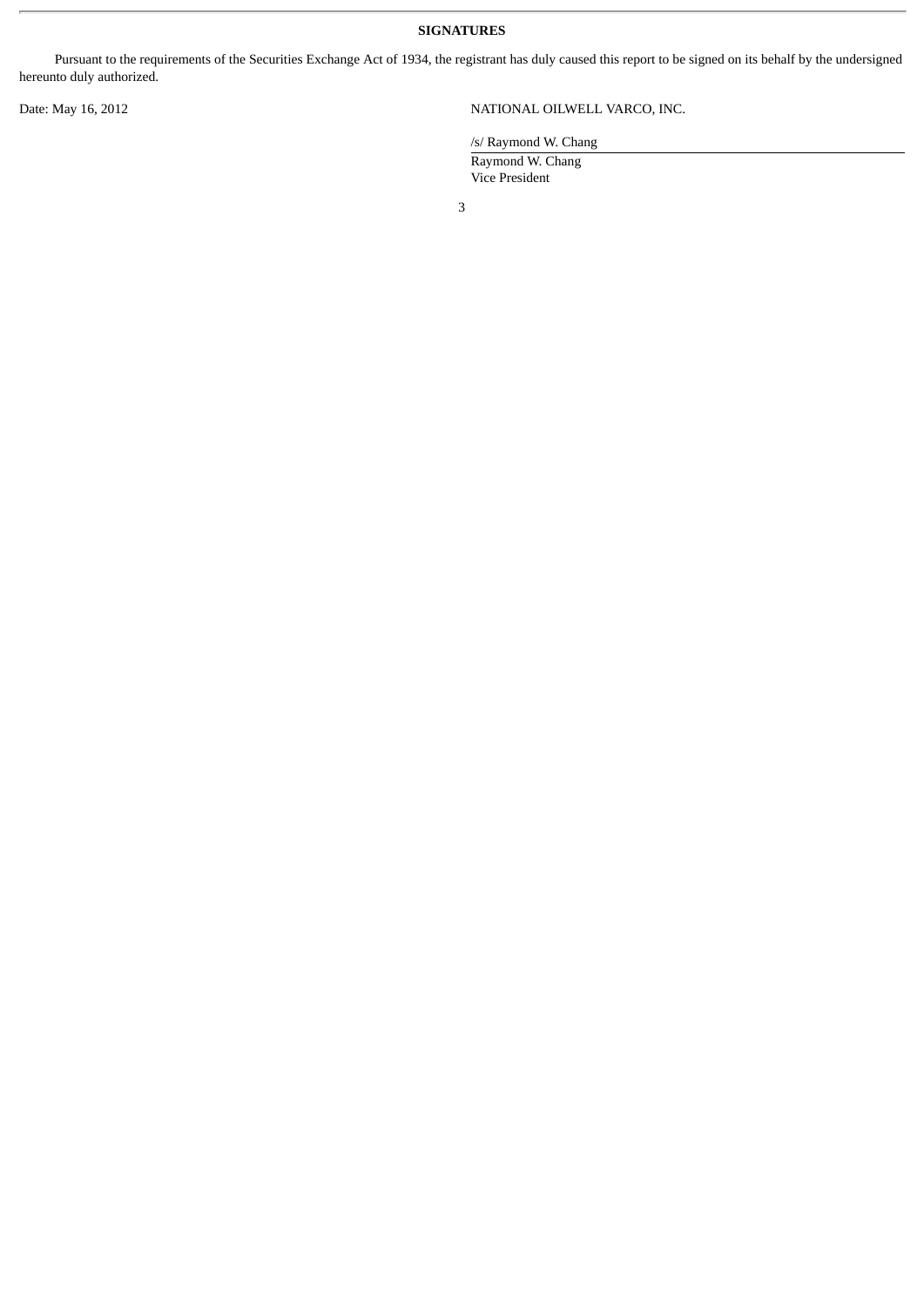**SIGNATURES**

Pursuant to the requirements of the Securities Exchange Act of 1934, the registrant has duly caused this report to be signed on its behalf by the undersigned hereunto duly authorized.

Date: May 16, 2012

NATIONAL OILWELL VARCO, INC.

/s/ Raymond W. Chang

Raymond W. Chang
Vice President